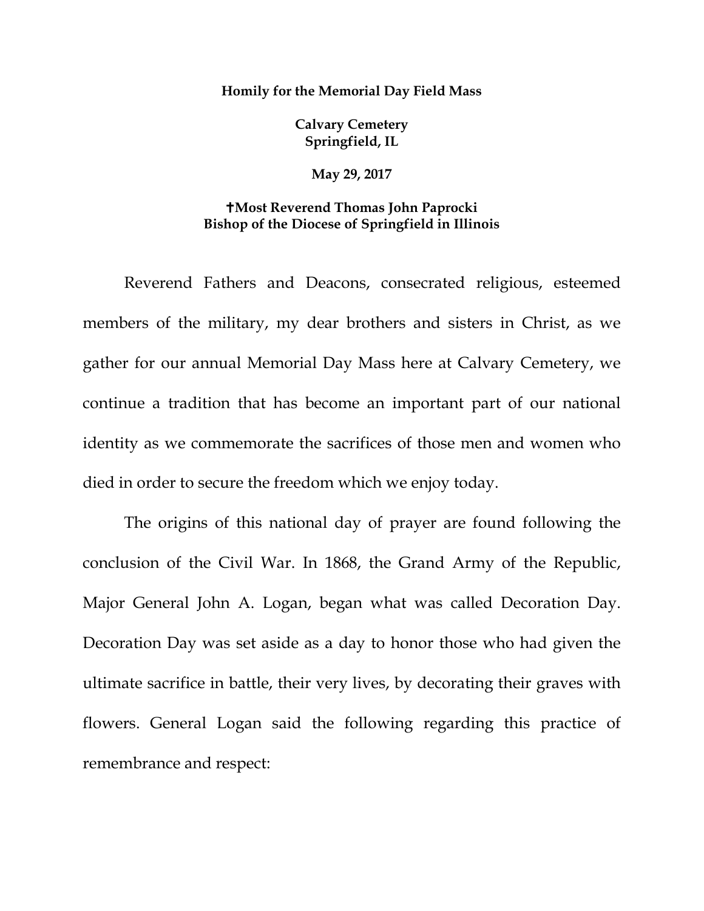**Homily for the Memorial Day Field Mass**

**Calvary Cemetery**
**Springfield, IL**

**May 29, 2017**

**✝Most Reverend Thomas John Paprocki**
**Bishop of the Diocese of Springfield in Illinois**

Reverend Fathers and Deacons, consecrated religious, esteemed members of the military, my dear brothers and sisters in Christ, as we gather for our annual Memorial Day Mass here at Calvary Cemetery, we continue a tradition that has become an important part of our national identity as we commemorate the sacrifices of those men and women who died in order to secure the freedom which we enjoy today.

The origins of this national day of prayer are found following the conclusion of the Civil War. In 1868, the Grand Army of the Republic, Major General John A. Logan, began what was called Decoration Day. Decoration Day was set aside as a day to honor those who had given the ultimate sacrifice in battle, their very lives, by decorating their graves with flowers. General Logan said the following regarding this practice of remembrance and respect: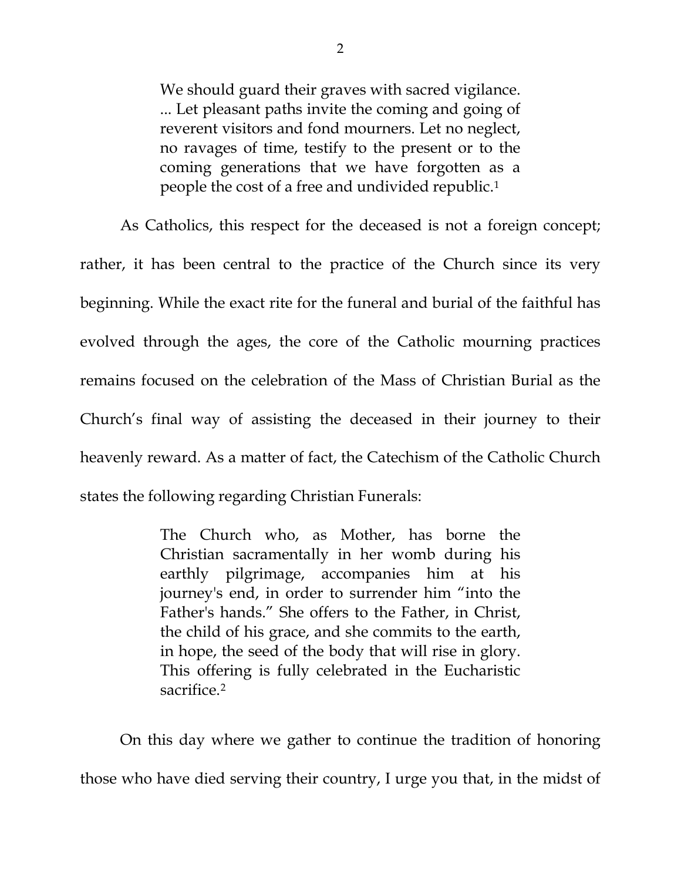> We should guard their graves with sacred vigilance. ... Let pleasant paths invite the coming and going of reverent visitors and fond mourners. Let no neglect, no ravages of time, testify to the present or to the coming generations that we have forgotten as a people the cost of a free and undivided republic.[1]

As Catholics, this respect for the deceased is not a foreign concept; rather, it has been central to the practice of the Church since its very beginning. While the exact rite for the funeral and burial of the faithful has evolved through the ages, the core of the Catholic mourning practices remains focused on the celebration of the Mass of Christian Burial as the Church's final way of assisting the deceased in their journey to their heavenly reward. As a matter of fact, the Catechism of the Catholic Church states the following regarding Christian Funerals:

> The Church who, as Mother, has borne the Christian sacramentally in her womb during his earthly pilgrimage, accompanies him at his journey's end, in order to surrender him "into the Father's hands." She offers to the Father, in Christ, the child of his grace, and she commits to the earth, in hope, the seed of the body that will rise in glory. This offering is fully celebrated in the Eucharistic sacrifice.[2]

On this day where we gather to continue the tradition of honoring those who have died serving their country, I urge you that, in the midst of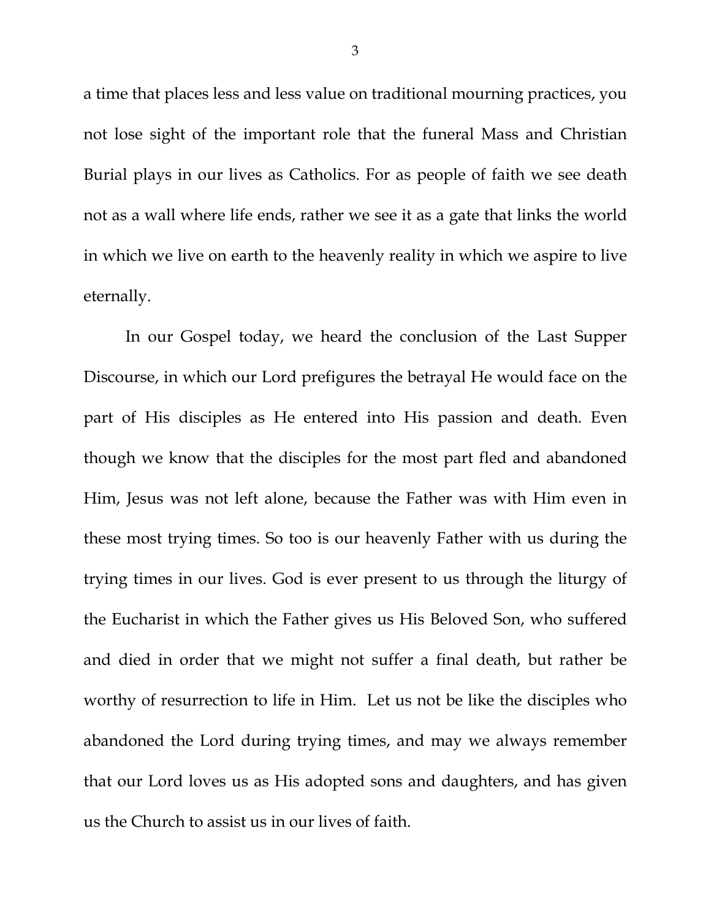a time that places less and less value on traditional mourning practices, you not lose sight of the important role that the funeral Mass and Christian Burial plays in our lives as Catholics. For as people of faith we see death not as a wall where life ends, rather we see it as a gate that links the world in which we live on earth to the heavenly reality in which we aspire to live eternally.

In our Gospel today, we heard the conclusion of the Last Supper Discourse, in which our Lord prefigures the betrayal He would face on the part of His disciples as He entered into His passion and death. Even though we know that the disciples for the most part fled and abandoned Him, Jesus was not left alone, because the Father was with Him even in these most trying times. So too is our heavenly Father with us during the trying times in our lives. God is ever present to us through the liturgy of the Eucharist in which the Father gives us His Beloved Son, who suffered and died in order that we might not suffer a final death, but rather be worthy of resurrection to life in Him. Let us not be like the disciples who abandoned the Lord during trying times, and may we always remember that our Lord loves us as His adopted sons and daughters, and has given us the Church to assist us in our lives of faith.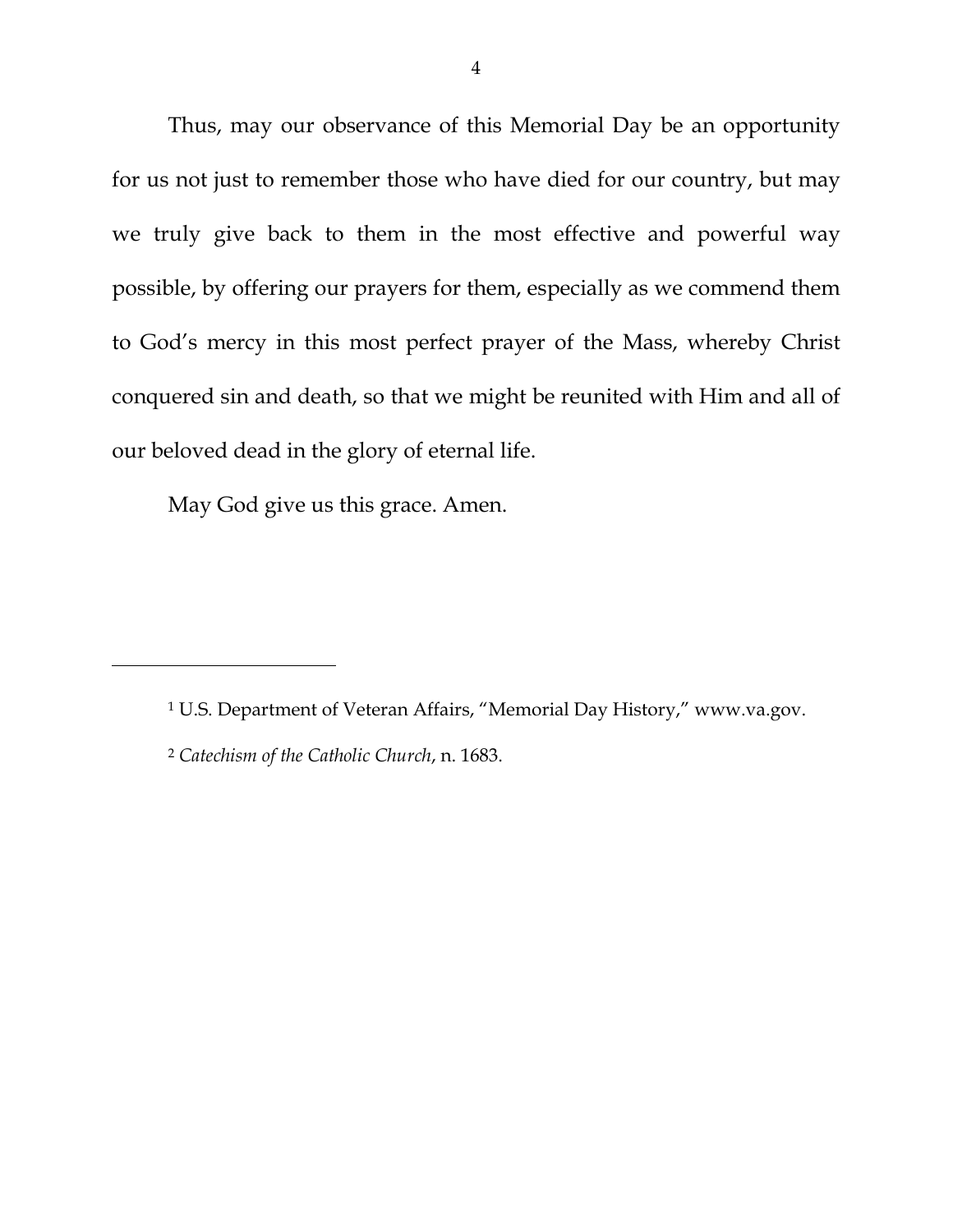Thus, may our observance of this Memorial Day be an opportunity for us not just to remember those who have died for our country, but may we truly give back to them in the most effective and powerful way possible, by offering our prayers for them, especially as we commend them to God's mercy in this most perfect prayer of the Mass, whereby Christ conquered sin and death, so that we might be reunited with Him and all of our beloved dead in the glory of eternal life.

May God give us this grace. Amen.

---

[1] U.S. Department of Veteran Affairs, "Memorial Day History," www.va.gov.

[2] *Catechism of the Catholic Church*, n. 1683.